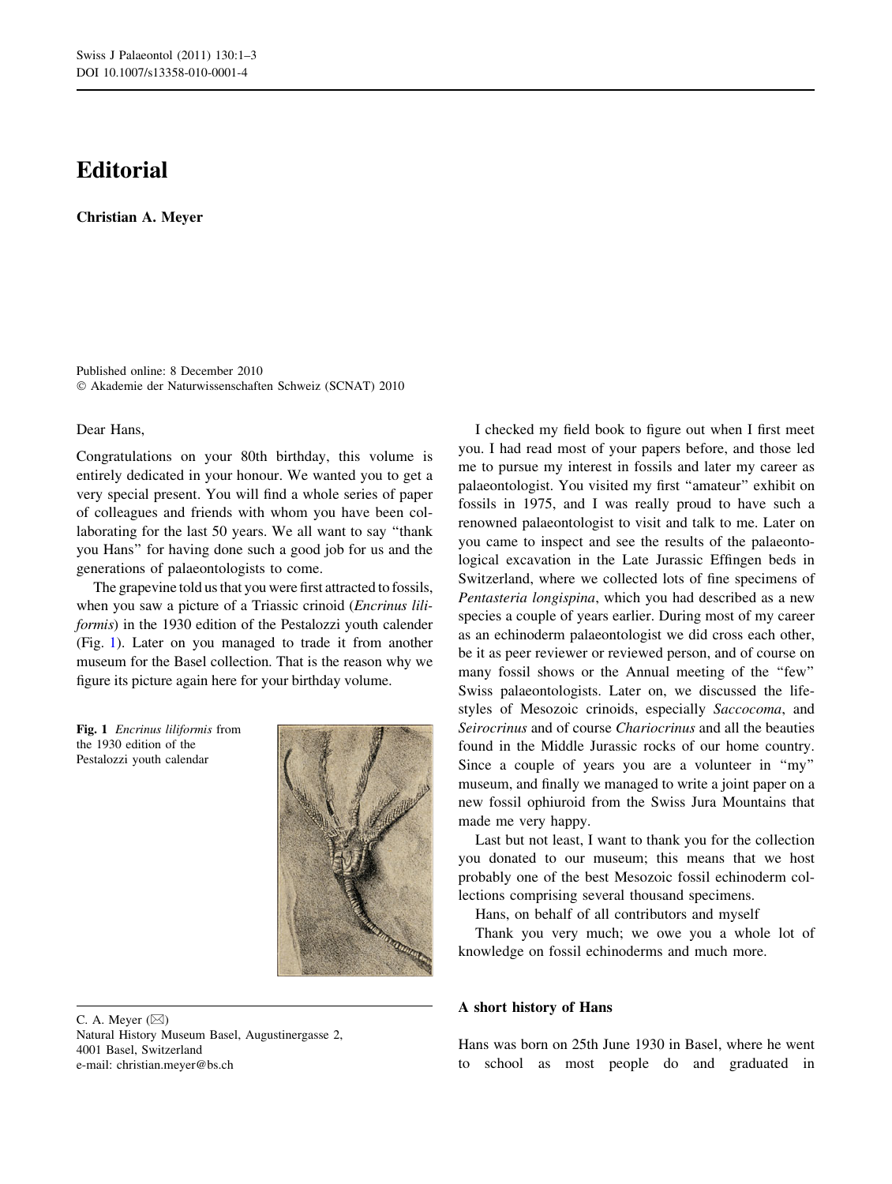# Editorial

**Christian A. Meyer**

Published online: 8 December 2010
© Akademie der Naturwissenschaften Schweiz (SCNAT) 2010

Dear Hans,

Congratulations on your 80th birthday, this volume is entirely dedicated in your honour. We wanted you to get a very special present. You will find a whole series of paper of colleagues and friends with whom you have been collaborating for the last 50 years. We all want to say "thank you Hans" for having done such a good job for us and the generations of palaeontologists to come.

The grapevine told us that you were first attracted to fossils, when you saw a picture of a Triassic crinoid (*Encrinus liliformis*) in the 1930 edition of the Pestalozzi youth calender (Fig. 1). Later on you managed to trade it from another museum for the Basel collection. That is the reason why we figure its picture again here for your birthday volume.

**Fig. 1** *Encrinus liliformis* from the 1930 edition of the Pestalozzi youth calendar

I checked my field book to figure out when I first meet you. I had read most of your papers before, and those led me to pursue my interest in fossils and later my career as palaeontologist. You visited my first "amateur" exhibit on fossils in 1975, and I was really proud to have such a renowned palaeontologist to visit and talk to me. Later on you came to inspect and see the results of the palaeontological excavation in the Late Jurassic Effingen beds in Switzerland, where we collected lots of fine specimens of *Pentasteria longispina*, which you had described as a new species a couple of years earlier. During most of my career as an echinoderm palaeontologist we did cross each other, be it as peer reviewer or reviewed person, and of course on many fossil shows or the Annual meeting of the "few" Swiss palaeontologists. Later on, we discussed the life-styles of Mesozoic crinoids, especially *Saccocoma*, and *Seirocrinus* and of course *Chariocrinus* and all the beauties found in the Middle Jurassic rocks of our home country. Since a couple of years you are a volunteer in "my" museum, and finally we managed to write a joint paper on a new fossil ophiuroid from the Swiss Jura Mountains that made me very happy.

Last but not least, I want to thank you for the collection you donated to our museum; this means that we host probably one of the best Mesozoic fossil echinoderm collections comprising several thousand specimens.

Hans, on behalf of all contributors and myself

Thank you very much; we owe you a whole lot of knowledge on fossil echinoderms and much more.

## A short history of Hans

Hans was born on 25th June 1930 in Basel, where he went to school as most people do and graduated in

C. A. Meyer (✉)
Natural History Museum Basel, Augustinergasse 2,
4001 Basel, Switzerland
e-mail: christian.meyer@bs.ch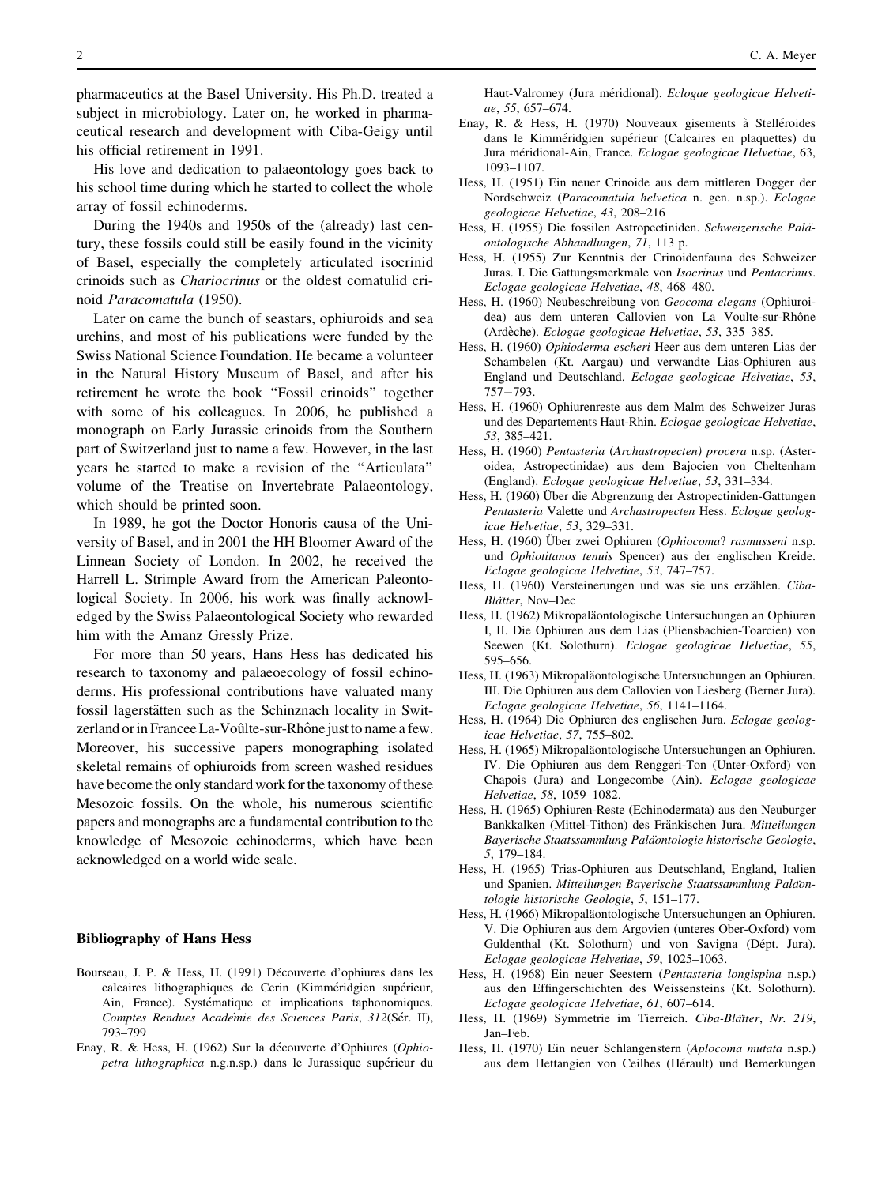pharmaceutics at the Basel University. His Ph.D. treated a subject in microbiology. Later on, he worked in pharmaceutical research and development with Ciba-Geigy until his official retirement in 1991.

His love and dedication to palaeontology goes back to his school time during which he started to collect the whole array of fossil echinoderms.

During the 1940s and 1950s of the (already) last century, these fossils could still be easily found in the vicinity of Basel, especially the completely articulated isocrinid crinoids such as *Chariocrinus* or the oldest comatulid crinoid *Paracomatula* (1950).

Later on came the bunch of seastars, ophiuroids and sea urchins, and most of his publications were funded by the Swiss National Science Foundation. He became a volunteer in the Natural History Museum of Basel, and after his retirement he wrote the book "Fossil crinoids" together with some of his colleagues. In 2006, he published a monograph on Early Jurassic crinoids from the Southern part of Switzerland just to name a few. However, in the last years he started to make a revision of the "Articulata" volume of the Treatise on Invertebrate Palaeontology, which should be printed soon.

In 1989, he got the Doctor Honoris causa of the University of Basel, and in 2001 the HH Bloomer Award of the Linnean Society of London. In 2002, he received the Harrell L. Strimple Award from the American Paleontological Society. In 2006, his work was finally acknowledged by the Swiss Palaeontological Society who rewarded him with the Amanz Gressly Prize.

For more than 50 years, Hans Hess has dedicated his research to taxonomy and palaeoecology of fossil echinoderms. His professional contributions have valuated many fossil lagerstätten such as the Schinznach locality in Switzerland or in Francee La-Voûlte-sur-Rhône just to name a few. Moreover, his successive papers monographing isolated skeletal remains of ophiuroids from screen washed residues have become the only standard work for the taxonomy of these Mesozoic fossils. On the whole, his numerous scientific papers and monographs are a fundamental contribution to the knowledge of Mesozoic echinoderms, which have been acknowledged on a world wide scale.

## Bibliography of Hans Hess

Bourseau, J. P. & Hess, H. (1991) Découverte d'ophiures dans les calcaires lithographiques de Cerin (Kimméridgien supérieur, Ain, France). Systématique et implications taphonomiques. *Comptes Rendues Académie des Sciences Paris*, *312*(Sér. II), 793–799

Enay, R. & Hess, H. (1962) Sur la découverte d'Ophiures (*Ophiopetra lithographica* n.g.n.sp.) dans le Jurassique supérieur du Haut-Valromey (Jura méridional). *Eclogae geologicae Helvetiae*, *55*, 657–674.

Enay, R. & Hess, H. (1970) Nouveaux gisements à Stelléroides dans le Kimméridgien supérieur (Calcaires en plaquettes) du Jura méridional-Ain, France. *Eclogae geologicae Helvetiae*, 63, 1093–1107.

Hess, H. (1951) Ein neuer Crinoide aus dem mittleren Dogger der Nordschweiz (*Paracomatula helvetica* n. gen. n.sp.). *Eclogae geologicae Helvetiae*, *43*, 208–216

Hess, H. (1955) Die fossilen Astropectiniden. *Schweizerische Paläontologische Abhandlungen*, *71*, 113 p.

Hess, H. (1955) Zur Kenntnis der Crinoidenfauna des Schweizer Juras. I. Die Gattungsmerkmale von *Isocrinus* und *Pentacrinus*. *Eclogae geologicae Helvetiae*, *48*, 468–480.

Hess, H. (1960) Neubeschreibung von *Geocoma elegans* (Ophiuroidea) aus dem unteren Callovien von La Voulte-sur-Rhône (Ardèche). *Eclogae geologicae Helvetiae*, *53*, 335–385.

Hess, H. (1960) *Ophioderma escheri* Heer aus dem unteren Lias der Schambelen (Kt. Aargau) und verwandte Lias-Ophiuren aus England und Deutschland. *Eclogae geologicae Helvetiae*, *53*, 757–793.

Hess, H. (1960) Ophiurenreste aus dem Malm des Schweizer Juras und des Departements Haut-Rhin. *Eclogae geologicae Helvetiae*, *53*, 385–421.

Hess, H. (1960) *Pentasteria* (*Archastropecten*) *procera* n.sp. (Asteroidea, Astropectinidae) aus dem Bajocien von Cheltenham (England). *Eclogae geologicae Helvetiae*, *53*, 331–334.

Hess, H. (1960) Über die Abgrenzung der Astropectiniden-Gattungen *Pentasteria* Valette und *Archastropecten* Hess. *Eclogae geologicae Helvetiae*, *53*, 329–331.

Hess, H. (1960) Über zwei Ophiuren (*Ophiocoma*? *rasmusseni* n.sp. und *Ophiotitanos tenuis* Spencer) aus der englischen Kreide. *Eclogae geologicae Helvetiae*, *53*, 747–757.

Hess, H. (1960) Versteinerungen und was sie uns erzählen. *Ciba-Blätter*, Nov–Dec

Hess, H. (1962) Mikropaläontologische Untersuchungen an Ophiuren I, II. Die Ophiuren aus dem Lias (Pliensbachien-Toarcien) von Seewen (Kt. Solothurn). *Eclogae geologicae Helvetiae*, *55*, 595–656.

Hess, H. (1963) Mikropaläontologische Untersuchungen an Ophiuren. III. Die Ophiuren aus dem Callovien von Liesberg (Berner Jura). *Eclogae geologicae Helvetiae*, *56*, 1141–1164.

Hess, H. (1964) Die Ophiuren des englischen Jura. *Eclogae geologicae Helvetiae*, *57*, 755–802.

Hess, H. (1965) Mikropaläontologische Untersuchungen an Ophiuren. IV. Die Ophiuren aus dem Renggeri-Ton (Unter-Oxford) von Chapois (Jura) and Longecombe (Ain). *Eclogae geologicae Helvetiae*, *58*, 1059–1082.

Hess, H. (1965) Ophiuren-Reste (Echinodermata) aus den Neuburger Bankkalken (Mittel-Tithon) des Fränkischen Jura. *Mitteilungen Bayerische Staatssammlung Paläontologie historische Geologie*, *5*, 179–184.

Hess, H. (1965) Trias-Ophiuren aus Deutschland, England, Italien und Spanien. *Mitteilungen Bayerische Staatssammlung Paläontologie historische Geologie*, *5*, 151–177.

Hess, H. (1966) Mikropaläontologische Untersuchungen an Ophiuren. V. Die Ophiuren aus dem Argovien (unteres Ober-Oxford) vom Guldenthal (Kt. Solothurn) und von Savigna (Dépt. Jura). *Eclogae geologicae Helvetiae*, *59*, 1025–1063.

Hess, H. (1968) Ein neuer Seestern (*Pentasteria longispina* n.sp.) aus den Effingerschichten des Weissensteins (Kt. Solothurn). *Eclogae geologicae Helvetiae*, *61*, 607–614.

Hess, H. (1969) Symmetrie im Tierreich. *Ciba-Blätter*, *Nr. 219*, Jan–Feb.

Hess, H. (1970) Ein neuer Schlangenstern (*Aplocoma mutata* n.sp.) aus dem Hettangien von Ceilhes (Hérault) und Bemerkungen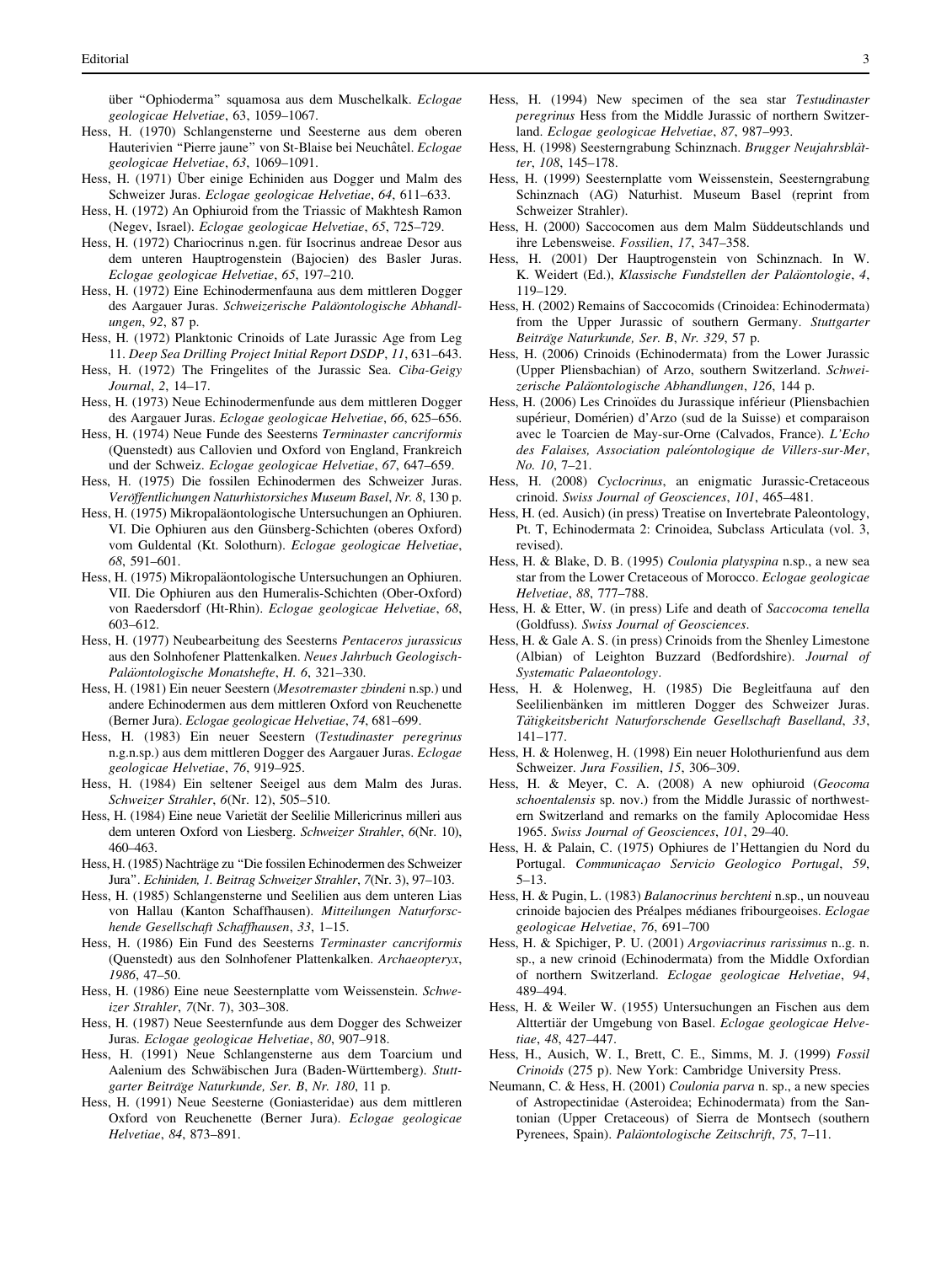über "Ophioderma" squamosa aus dem Muschelkalk. *Eclogae geologicae Helvetiae*, 63, 1059–1067.

Hess, H. (1970) Schlangensterne und Seesterne aus dem oberen Hauterivien "Pierre jaune" von St-Blaise bei Neuchâtel. *Eclogae geologicae Helvetiae*, *63*, 1069–1091.

Hess, H. (1971) Über einige Echiniden aus Dogger und Malm des Schweizer Juras. *Eclogae geologicae Helvetiae*, *64*, 611–633.

Hess, H. (1972) An Ophiuroid from the Triassic of Makhtesh Ramon (Negev, Israel). *Eclogae geologicae Helvetiae*, *65*, 725–729.

Hess, H. (1972) Chariocrinus n.gen. für Isocrinus andreae Desor aus dem unteren Hauptrogenstein (Bajocien) des Basler Juras. *Eclogae geologicae Helvetiae*, *65*, 197–210.

Hess, H. (1972) Eine Echinodermenfauna aus dem mittleren Dogger des Aargauer Juras. *Schweizerische Paläontologische Abhandlungen*, *92*, 87 p.

Hess, H. (1972) Planktonic Crinoids of Late Jurassic Age from Leg 11. *Deep Sea Drilling Project Initial Report DSDP*, *11*, 631–643.

Hess, H. (1972) The Fringelites of the Jurassic Sea. *Ciba-Geigy Journal*, *2*, 14–17.

Hess, H. (1973) Neue Echinodermenfunde aus dem mittleren Dogger des Aargauer Juras. *Eclogae geologicae Helvetiae*, *66*, 625–656.

Hess, H. (1974) Neue Funde des Seesterns *Terminaster cancriformis* (Quenstedt) aus Callovien und Oxford von England, Frankreich und der Schweiz. *Eclogae geologicae Helvetiae*, *67*, 647–659.

Hess, H. (1975) Die fossilen Echinodermen des Schweizer Juras. *Veröffentlichungen Naturhistorsiches Museum Basel*, *Nr. 8*, 130 p.

Hess, H. (1975) Mikropaläontologische Untersuchungen an Ophiuren. VI. Die Ophiuren aus den Günsberg-Schichten (oberes Oxford) vom Guldental (Kt. Solothurn). *Eclogae geologicae Helvetiae*, *68*, 591–601.

Hess, H. (1975) Mikropaläontologische Untersuchungen an Ophiuren. VII. Die Ophiuren aus den Humeralis-Schichten (Ober-Oxford) von Raedersdorf (Ht-Rhin). *Eclogae geologicae Helvetiae*, *68*, 603–612.

Hess, H. (1977) Neubearbeitung des Seesterns *Pentaceros jurassicus* aus den Solnhofener Plattenkalken. *Neues Jahrbuch Geologisch-Paläontologische Monatshefte*, *H. 6*, 321–330.

Hess, H. (1981) Ein neuer Seestern (*Mesotremaster zbindeni* n.sp.) und andere Echinodermen aus dem mittleren Oxford von Reuchenette (Berner Jura). *Eclogae geologicae Helvetiae*, *74*, 681–699.

Hess, H. (1983) Ein neuer Seestern (*Testudinaster peregrinus* n.g.n.sp.) aus dem mittleren Dogger des Aargauer Juras. *Eclogae geologicae Helvetiae*, *76*, 919–925.

Hess, H. (1984) Ein seltener Seeigel aus dem Malm des Juras. *Schweizer Strahler*, *6*(Nr. 12), 505–510.

Hess, H. (1984) Eine neue Varietät der Seelilie Millericrinus milleri aus dem unteren Oxford von Liesberg. *Schweizer Strahler*, *6*(Nr. 10), 460–463.

Hess, H. (1985) Nachträge zu "Die fossilen Echinodermen des Schweizer Jura". *Echiniden, 1. Beitrag Schweizer Strahler*, *7*(Nr. 3), 97–103.

Hess, H. (1985) Schlangensterne und Seelilien aus dem unteren Lias von Hallau (Kanton Schaffhausen). *Mitteilungen Naturforschende Gesellschaft Schaffhausen*, *33*, 1–15.

Hess, H. (1986) Ein Fund des Seesterns *Terminaster cancriformis* (Quenstedt) aus den Solnhofener Plattenkalken. *Archaeopteryx*, *1986*, 47–50.

Hess, H. (1986) Eine neue Seesternplatte vom Weissenstein. *Schweizer Strahler*, *7*(Nr. 7), 303–308.

Hess, H. (1987) Neue Seesternfunde aus dem Dogger des Schweizer Juras. *Eclogae geologicae Helvetiae*, *80*, 907–918.

Hess, H. (1991) Neue Schlangensterne aus dem Toarcium und Aalenium des Schwäbischen Jura (Baden-Württemberg). *Stuttgarter Beiträge Naturkunde, Ser. B*, *Nr. 180*, 11 p.

Hess, H. (1991) Neue Seesterne (Goniasteridae) aus dem mittleren Oxford von Reuchenette (Berner Jura). *Eclogae geologicae Helvetiae*, *84*, 873–891.

Hess, H. (1994) New specimen of the sea star *Testudinaster peregrinus* Hess from the Middle Jurassic of northern Switzerland. *Eclogae geologicae Helvetiae*, *87*, 987–993.

Hess, H. (1998) Seesterngrabung Schinznach. *Brugger Neujahrsblätter*, *108*, 145–178.

Hess, H. (1999) Seesternplatte vom Weissenstein, Seesterngrabung Schinznach (AG) Naturhist. Museum Basel (reprint from Schweizer Strahler).

Hess, H. (2000) Saccocomen aus dem Malm Süddeutschlands und ihre Lebensweise. *Fossilien*, *17*, 347–358.

Hess, H. (2001) Der Hauptrogenstein von Schinznach. In W. K. Weidert (Ed.), *Klassische Fundstellen der Paläontologie*, *4*, 119–129.

Hess, H. (2002) Remains of Saccocomids (Crinoidea: Echinodermata) from the Upper Jurassic of southern Germany. *Stuttgarter Beiträge Naturkunde, Ser. B*, *Nr. 329*, 57 p.

Hess, H. (2006) Crinoids (Echinodermata) from the Lower Jurassic (Upper Pliensbachian) of Arzo, southern Switzerland. *Schweizerische Paläontologische Abhandlungen*, *126*, 144 p.

Hess, H. (2006) Les Crinoïdes du Jurassique inférieur (Pliensbachien supérieur, Domérien) d'Arzo (sud de la Suisse) et comparaison avec le Toarcien de May-sur-Orne (Calvados, France). *L'Echo des Falaises, Association paléontologique de Villers-sur-Mer*, *No. 10*, 7–21.

Hess, H. (2008) *Cyclocrinus*, an enigmatic Jurassic-Cretaceous crinoid. *Swiss Journal of Geosciences*, *101*, 465–481.

Hess, H. (ed. Ausich) (in press) Treatise on Invertebrate Paleontology, Pt. T, Echinodermata 2: Crinoidea, Subclass Articulata (vol. 3, revised).

Hess, H. & Blake, D. B. (1995) *Coulonia platyspina* n.sp., a new sea star from the Lower Cretaceous of Morocco. *Eclogae geologicae Helvetiae*, *88*, 777–788.

Hess, H. & Etter, W. (in press) Life and death of *Saccocoma tenella* (Goldfuss). *Swiss Journal of Geosciences*.

Hess, H. & Gale A. S. (in press) Crinoids from the Shenley Limestone (Albian) of Leighton Buzzard (Bedfordshire). *Journal of Systematic Palaeontology*.

Hess, H. & Holenweg, H. (1985) Die Begleitfauna auf den Seelilienbänken im mittleren Dogger des Schweizer Juras. *Tätigkeitsbericht Naturforschende Gesellschaft Baselland*, *33*, 141–177.

Hess, H. & Holenweg, H. (1998) Ein neuer Holothurienfund aus dem Schweizer. *Jura Fossilien*, *15*, 306–309.

Hess, H. & Meyer, C. A. (2008) A new ophiuroid (*Geocoma schoentalensis* sp. nov.) from the Middle Jurassic of northwestern Switzerland and remarks on the family Aplocomidae Hess 1965. *Swiss Journal of Geosciences*, *101*, 29–40.

Hess, H. & Palain, C. (1975) Ophiures de l'Hettangien du Nord du Portugal. *Communicaçao Servicio Geologico Portugal*, *59*, 5–13.

Hess, H. & Pugin, L. (1983) *Balanocrinus berchteni* n.sp., un nouveau crinoide bajocien des Préalpes médianes fribourgeoises. *Eclogae geologicae Helvetiae*, *76*, 691–700

Hess, H. & Spichiger, P. U. (2001) *Argoviacrinus rarissimus* n..g. n. sp., a new crinoid (Echinodermata) from the Middle Oxfordian of northern Switzerland. *Eclogae geologicae Helvetiae*, *94*, 489–494.

Hess, H. & Weiler W. (1955) Untersuchungen an Fischen aus dem Alttertiär der Umgebung von Basel. *Eclogae geologicae Helvetiae*, *48*, 427–447.

Hess, H., Ausich, W. I., Brett, C. E., Simms, M. J. (1999) *Fossil Crinoids* (275 p). New York: Cambridge University Press.

Neumann, C. & Hess, H. (2001) *Coulonia parva* n. sp., a new species of Astropectinidae (Asteroidea; Echinodermata) from the Santonian (Upper Cretaceous) of Sierra de Montsech (southern Pyrenees, Spain). *Paläontologische Zeitschrift*, *75*, 7–11.